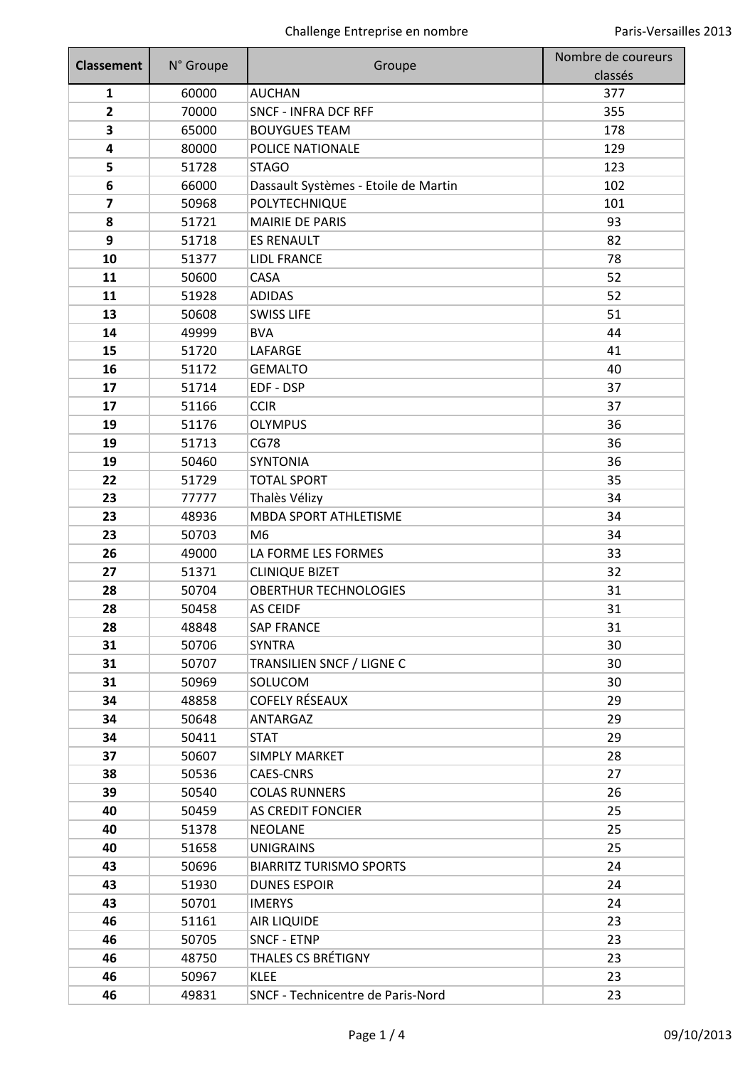| **Classement** | N° Groupe | Groupe | Nombre de coureurs classés |
|---|---|---|---|
| **1** | 60000 | AUCHAN | 377 |
| **2** | 70000 | SNCF - INFRA DCF RFF | 355 |
| **3** | 65000 | BOUYGUES TEAM | 178 |
| **4** | 80000 | POLICE NATIONALE | 129 |
| **5** | 51728 | STAGO | 123 |
| **6** | 66000 | Dassault Systèmes - Etoile de Martin | 102 |
| **7** | 50968 | POLYTECHNIQUE | 101 |
| **8** | 51721 | MAIRIE DE PARIS | 93 |
| **9** | 51718 | ES RENAULT | 82 |
| **10** | 51377 | LIDL FRANCE | 78 |
| **11** | 50600 | CASA | 52 |
| **11** | 51928 | ADIDAS | 52 |
| **13** | 50608 | SWISS LIFE | 51 |
| **14** | 49999 | BVA | 44 |
| **15** | 51720 | LAFARGE | 41 |
| **16** | 51172 | GEMALTO | 40 |
| **17** | 51714 | EDF - DSP | 37 |
| **17** | 51166 | CCIR | 37 |
| **19** | 51176 | OLYMPUS | 36 |
| **19** | 51713 | CG78 | 36 |
| **19** | 50460 | SYNTONIA | 36 |
| **22** | 51729 | TOTAL SPORT | 35 |
| **23** | 77777 | Thalès Vélizy | 34 |
| **23** | 48936 | MBDA SPORT ATHLETISME | 34 |
| **23** | 50703 | M6 | 34 |
| **26** | 49000 | LA FORME LES FORMES | 33 |
| **27** | 51371 | CLINIQUE BIZET | 32 |
| **28** | 50704 | OBERTHUR TECHNOLOGIES | 31 |
| **28** | 50458 | AS CEIDF | 31 |
| **28** | 48848 | SAP FRANCE | 31 |
| **31** | 50706 | SYNTRA | 30 |
| **31** | 50707 | TRANSILIEN SNCF / LIGNE C | 30 |
| **31** | 50969 | SOLUCOM | 30 |
| **34** | 48858 | COFELY RÉSEAUX | 29 |
| **34** | 50648 | ANTARGAZ | 29 |
| **34** | 50411 | STAT | 29 |
| **37** | 50607 | SIMPLY MARKET | 28 |
| **38** | 50536 | CAES-CNRS | 27 |
| **39** | 50540 | COLAS RUNNERS | 26 |
| **40** | 50459 | AS CREDIT FONCIER | 25 |
| **40** | 51378 | NEOLANE | 25 |
| **40** | 51658 | UNIGRAINS | 25 |
| **43** | 50696 | BIARRITZ TURISMO SPORTS | 24 |
| **43** | 51930 | DUNES ESPOIR | 24 |
| **43** | 50701 | IMERYS | 24 |
| **46** | 51161 | AIR LIQUIDE | 23 |
| **46** | 50705 | SNCF - ETNP | 23 |
| **46** | 48750 | THALES CS BRÉTIGNY | 23 |
| **46** | 50967 | KLEE | 23 |
| **46** | 49831 | SNCF - Technicentre de Paris-Nord | 23 |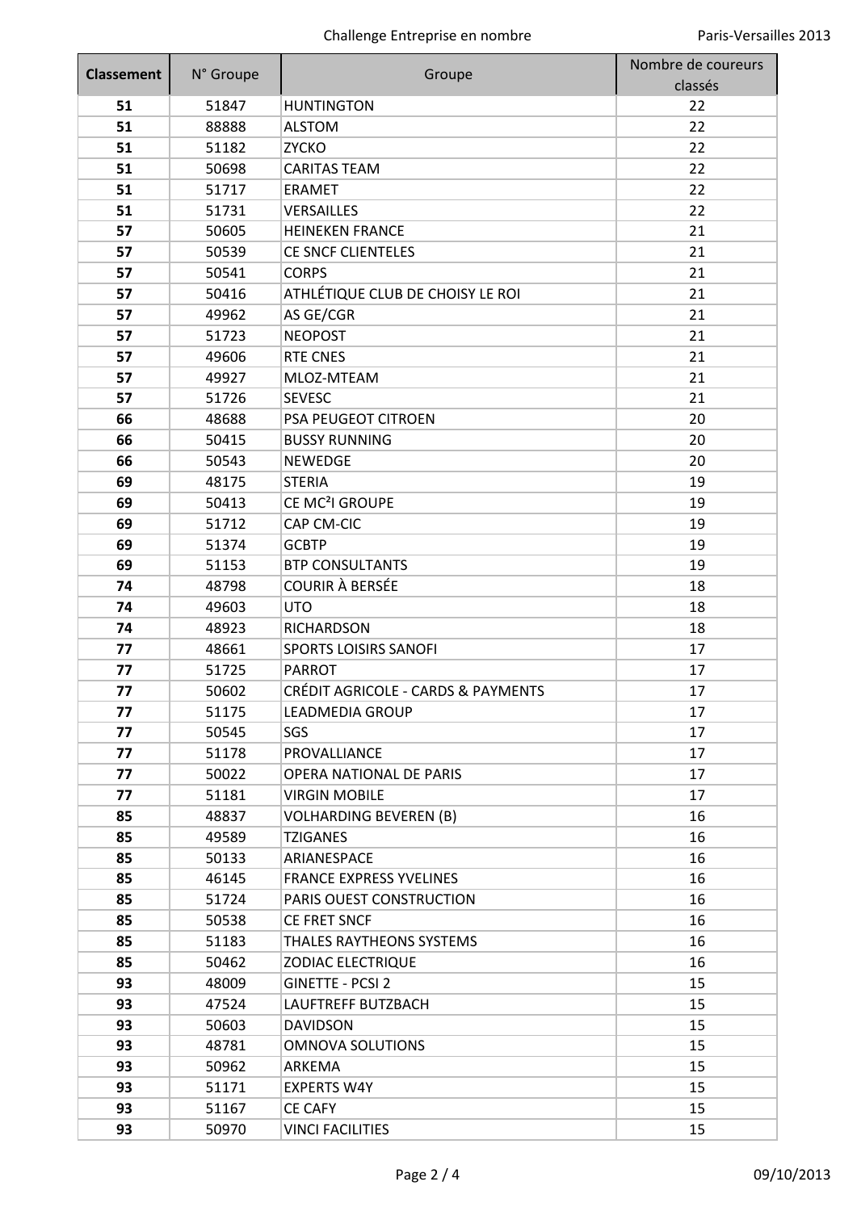| Classement | N° Groupe | Groupe | Nombre de coureurs classés |
|---|---|---|---|
| **51** | 51847 | HUNTINGTON | 22 |
| **51** | 88888 | ALSTOM | 22 |
| **51** | 51182 | ZYCKO | 22 |
| **51** | 50698 | CARITAS TEAM | 22 |
| **51** | 51717 | ERAMET | 22 |
| **51** | 51731 | VERSAILLES | 22 |
| **57** | 50605 | HEINEKEN FRANCE | 21 |
| **57** | 50539 | CE SNCF CLIENTELES | 21 |
| **57** | 50541 | CORPS | 21 |
| **57** | 50416 | ATHLÉTIQUE CLUB DE CHOISY LE ROI | 21 |
| **57** | 49962 | AS GE/CGR | 21 |
| **57** | 51723 | NEOPOST | 21 |
| **57** | 49606 | RTE CNES | 21 |
| **57** | 49927 | MLOZ-MTEAM | 21 |
| **57** | 51726 | SEVESC | 21 |
| **66** | 48688 | PSA PEUGEOT CITROEN | 20 |
| **66** | 50415 | BUSSY RUNNING | 20 |
| **66** | 50543 | NEWEDGE | 20 |
| **69** | 48175 | STERIA | 19 |
| **69** | 50413 | CE MC²I GROUPE | 19 |
| **69** | 51712 | CAP CM-CIC | 19 |
| **69** | 51374 | GCBTP | 19 |
| **69** | 51153 | BTP CONSULTANTS | 19 |
| **74** | 48798 | COURIR À BERSÉE | 18 |
| **74** | 49603 | UTO | 18 |
| **74** | 48923 | RICHARDSON | 18 |
| **77** | 48661 | SPORTS LOISIRS SANOFI | 17 |
| **77** | 51725 | PARROT | 17 |
| **77** | 50602 | CRÉDIT AGRICOLE - CARDS & PAYMENTS | 17 |
| **77** | 51175 | LEADMEDIA GROUP | 17 |
| **77** | 50545 | SGS | 17 |
| **77** | 51178 | PROVALLIANCE | 17 |
| **77** | 50022 | OPERA NATIONAL DE PARIS | 17 |
| **77** | 51181 | VIRGIN MOBILE | 17 |
| **85** | 48837 | VOLHARDING BEVEREN (B) | 16 |
| **85** | 49589 | TZIGANES | 16 |
| **85** | 50133 | ARIANESPACE | 16 |
| **85** | 46145 | FRANCE EXPRESS YVELINES | 16 |
| **85** | 51724 | PARIS OUEST CONSTRUCTION | 16 |
| **85** | 50538 | CE FRET SNCF | 16 |
| **85** | 51183 | THALES RAYTHEONS SYSTEMS | 16 |
| **85** | 50462 | ZODIAC ELECTRIQUE | 16 |
| **93** | 48009 | GINETTE - PCSI 2 | 15 |
| **93** | 47524 | LAUFTREFF BUTZBACH | 15 |
| **93** | 50603 | DAVIDSON | 15 |
| **93** | 48781 | OMNOVA SOLUTIONS | 15 |
| **93** | 50962 | ARKEMA | 15 |
| **93** | 51171 | EXPERTS W4Y | 15 |
| **93** | 51167 | CE CAFY | 15 |
| **93** | 50970 | VINCI FACILITIES | 15 |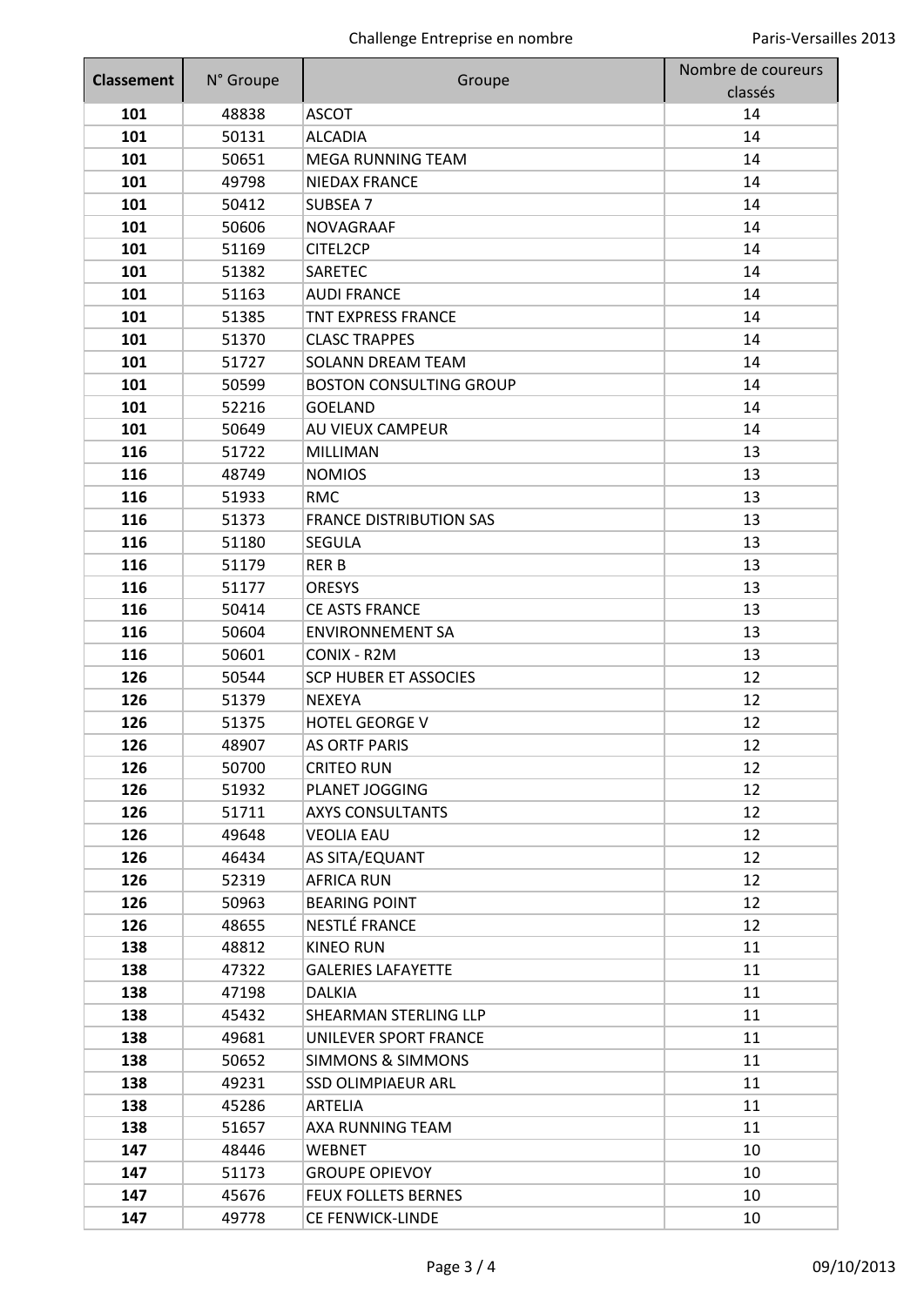| **Classement** | N° Groupe | Groupe | Nombre de coureurs classés |
|---|---|---|---|
| **101** | 48838 | ASCOT | 14 |
| **101** | 50131 | ALCADIA | 14 |
| **101** | 50651 | MEGA RUNNING TEAM | 14 |
| **101** | 49798 | NIEDAX FRANCE | 14 |
| **101** | 50412 | SUBSEA 7 | 14 |
| **101** | 50606 | NOVAGRAAF | 14 |
| **101** | 51169 | CITEL2CP | 14 |
| **101** | 51382 | SARETEC | 14 |
| **101** | 51163 | AUDI FRANCE | 14 |
| **101** | 51385 | TNT EXPRESS FRANCE | 14 |
| **101** | 51370 | CLASC TRAPPES | 14 |
| **101** | 51727 | SOLANN DREAM TEAM | 14 |
| **101** | 50599 | BOSTON CONSULTING GROUP | 14 |
| **101** | 52216 | GOELAND | 14 |
| **101** | 50649 | AU VIEUX CAMPEUR | 14 |
| **116** | 51722 | MILLIMAN | 13 |
| **116** | 48749 | NOMIOS | 13 |
| **116** | 51933 | RMC | 13 |
| **116** | 51373 | FRANCE DISTRIBUTION SAS | 13 |
| **116** | 51180 | SEGULA | 13 |
| **116** | 51179 | RER B | 13 |
| **116** | 51177 | ORESYS | 13 |
| **116** | 50414 | CE ASTS FRANCE | 13 |
| **116** | 50604 | ENVIRONNEMENT SA | 13 |
| **116** | 50601 | CONIX - R2M | 13 |
| **126** | 50544 | SCP HUBER ET ASSOCIES | 12 |
| **126** | 51379 | NEXEYA | 12 |
| **126** | 51375 | HOTEL GEORGE V | 12 |
| **126** | 48907 | AS ORTF PARIS | 12 |
| **126** | 50700 | CRITEO RUN | 12 |
| **126** | 51932 | PLANET JOGGING | 12 |
| **126** | 51711 | AXYS CONSULTANTS | 12 |
| **126** | 49648 | VEOLIA EAU | 12 |
| **126** | 46434 | AS SITA/EQUANT | 12 |
| **126** | 52319 | AFRICA RUN | 12 |
| **126** | 50963 | BEARING POINT | 12 |
| **126** | 48655 | NESTLÉ FRANCE | 12 |
| **138** | 48812 | KINEO RUN | 11 |
| **138** | 47322 | GALERIES LAFAYETTE | 11 |
| **138** | 47198 | DALKIA | 11 |
| **138** | 45432 | SHEARMAN STERLING LLP | 11 |
| **138** | 49681 | UNILEVER SPORT FRANCE | 11 |
| **138** | 50652 | SIMMONS & SIMMONS | 11 |
| **138** | 49231 | SSD OLIMPIAEUR ARL | 11 |
| **138** | 45286 | ARTELIA | 11 |
| **138** | 51657 | AXA RUNNING TEAM | 11 |
| **147** | 48446 | WEBNET | 10 |
| **147** | 51173 | GROUPE OPIEVOY | 10 |
| **147** | 45676 | FEUX FOLLETS BERNES | 10 |
| **147** | 49778 | CE FENWICK-LINDE | 10 |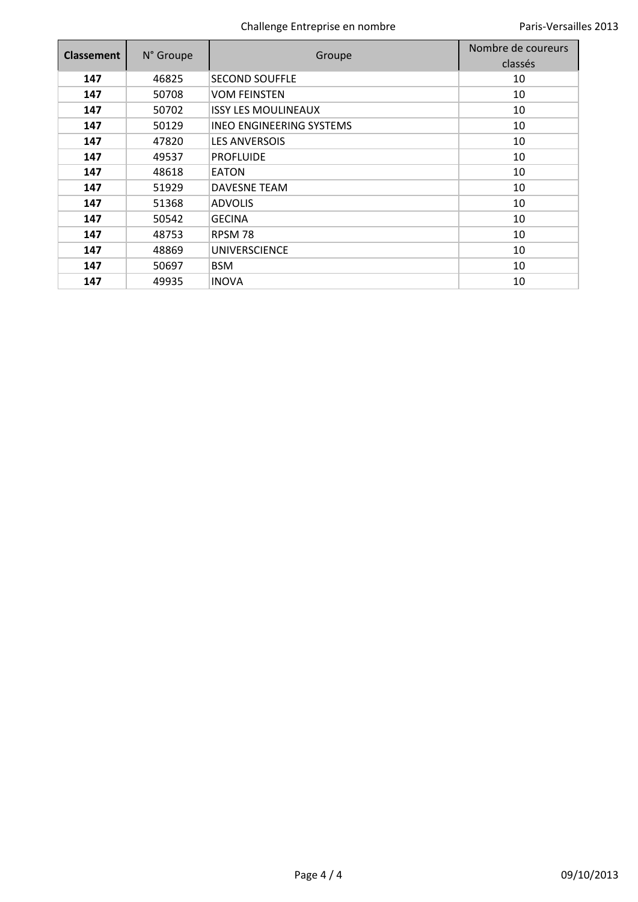| **Classement** | N° Groupe | Groupe | Nombre de coureurs classés |
|---|---|---|---|
| **147** | 46825 | SECOND SOUFFLE | 10 |
| **147** | 50708 | VOM FEINSTEN | 10 |
| **147** | 50702 | ISSY LES MOULINEAUX | 10 |
| **147** | 50129 | INEO ENGINEERING SYSTEMS | 10 |
| **147** | 47820 | LES ANVERSOIS | 10 |
| **147** | 49537 | PROFLUIDE | 10 |
| **147** | 48618 | EATON | 10 |
| **147** | 51929 | DAVESNE TEAM | 10 |
| **147** | 51368 | ADVOLIS | 10 |
| **147** | 50542 | GECINA | 10 |
| **147** | 48753 | RPSM 78 | 10 |
| **147** | 48869 | UNIVERSCIENCE | 10 |
| **147** | 50697 | BSM | 10 |
| **147** | 49935 | INOVA | 10 |